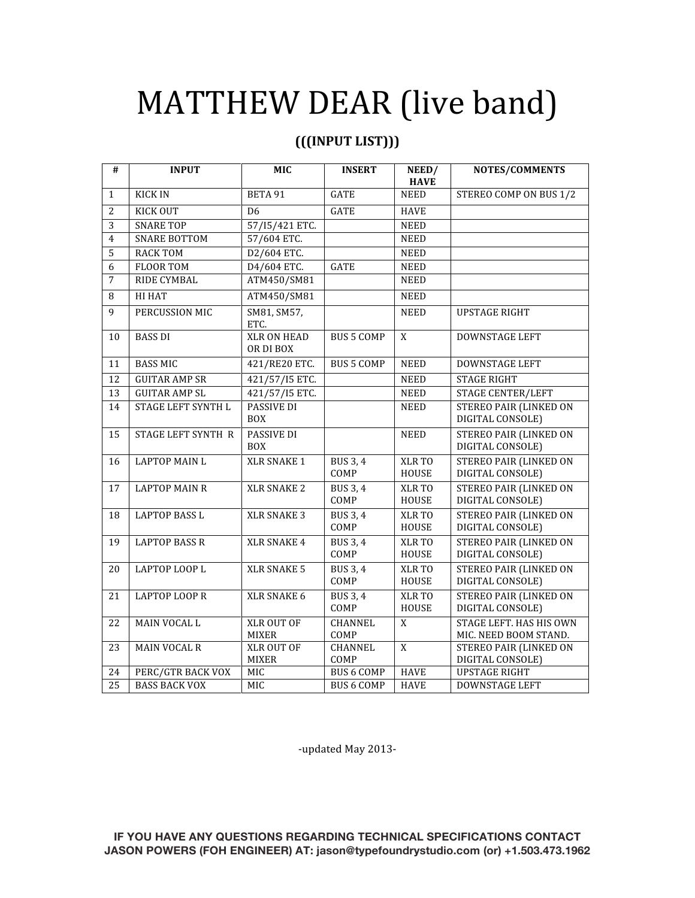# MATTHEW DEAR (live band)

**(((INPUT LIST)))**

| # | INPUT | MIC | INSERT | NEED/ HAVE | NOTES/COMMENTS |
|---|---|---|---|---|---|
| 1 | KICK IN | BETA 91 | GATE | NEED | STEREO COMP ON BUS 1/2 |
| 2 | KICK OUT | D6 | GATE | HAVE | |
| 3 | SNARE TOP | 57/I5/421 ETC. | | NEED | |
| 4 | SNARE BOTTOM | 57/604 ETC. | | NEED | |
| 5 | RACK TOM | D2/604 ETC. | | NEED | |
| 6 | FLOOR TOM | D4/604 ETC. | GATE | NEED | |
| 7 | RIDE CYMBAL | ATM450/SM81 | | NEED | |
| 8 | HI HAT | ATM450/SM81 | | NEED | |
| 9 | PERCUSSION MIC | SM81, SM57, ETC. | | NEED | UPSTAGE RIGHT |
| 10 | BASS DI | XLR ON HEAD OR DI BOX | BUS 5 COMP | X | DOWNSTAGE LEFT |
| 11 | BASS MIC | 421/RE20 ETC. | BUS 5 COMP | NEED | DOWNSTAGE LEFT |
| 12 | GUITAR AMP SR | 421/57/I5 ETC. | | NEED | STAGE RIGHT |
| 13 | GUITAR AMP SL | 421/57/I5 ETC. | | NEED | STAGE CENTER/LEFT |
| 14 | STAGE LEFT SYNTH L | PASSIVE DI BOX | | NEED | STEREO PAIR (LINKED ON DIGITAL CONSOLE) |
| 15 | STAGE LEFT SYNTH R | PASSIVE DI BOX | | NEED | STEREO PAIR (LINKED ON DIGITAL CONSOLE) |
| 16 | LAPTOP MAIN L | XLR SNAKE 1 | BUS 3, 4 COMP | XLR TO HOUSE | STEREO PAIR (LINKED ON DIGITAL CONSOLE) |
| 17 | LAPTOP MAIN R | XLR SNAKE 2 | BUS 3, 4 COMP | XLR TO HOUSE | STEREO PAIR (LINKED ON DIGITAL CONSOLE) |
| 18 | LAPTOP BASS L | XLR SNAKE 3 | BUS 3, 4 COMP | XLR TO HOUSE | STEREO PAIR (LINKED ON DIGITAL CONSOLE) |
| 19 | LAPTOP BASS R | XLR SNAKE 4 | BUS 3, 4 COMP | XLR TO HOUSE | STEREO PAIR (LINKED ON DIGITAL CONSOLE) |
| 20 | LAPTOP LOOP L | XLR SNAKE 5 | BUS 3, 4 COMP | XLR TO HOUSE | STEREO PAIR (LINKED ON DIGITAL CONSOLE) |
| 21 | LAPTOP LOOP R | XLR SNAKE 6 | BUS 3, 4 COMP | XLR TO HOUSE | STEREO PAIR (LINKED ON DIGITAL CONSOLE) |
| 22 | MAIN VOCAL L | XLR OUT OF MIXER | CHANNEL COMP | X | STAGE LEFT. HAS HIS OWN MIC. NEED BOOM STAND. |
| 23 | MAIN VOCAL R | XLR OUT OF MIXER | CHANNEL COMP | X | STEREO PAIR (LINKED ON DIGITAL CONSOLE) |
| 24 | PERC/GTR BACK VOX | MIC | BUS 6 COMP | HAVE | UPSTAGE RIGHT |
| 25 | BASS BACK VOX | MIC | BUS 6 COMP | HAVE | DOWNSTAGE LEFT |

-updated May 2013-

**IF YOU HAVE ANY QUESTIONS REGARDING TECHNICAL SPECIFICATIONS CONTACT JASON POWERS (FOH ENGINEER) AT: jason@typefoundrystudio.com (or) +1.503.473.1962**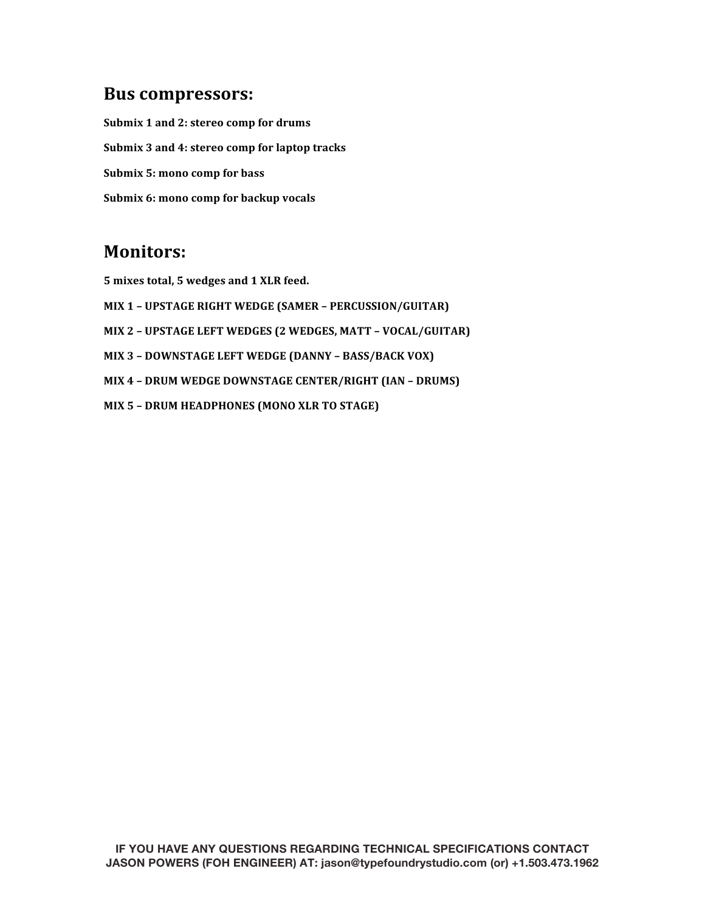## Bus compressors:

**Submix 1 and 2: stereo comp for drums**

**Submix 3 and 4: stereo comp for laptop tracks**

**Submix 5: mono comp for bass**

**Submix 6: mono comp for backup vocals**

## Monitors:

**5 mixes total, 5 wedges and 1 XLR feed.**

**MIX 1 – UPSTAGE RIGHT WEDGE (SAMER – PERCUSSION/GUITAR)**

**MIX 2 – UPSTAGE LEFT WEDGES (2 WEDGES, MATT – VOCAL/GUITAR)**

**MIX 3 – DOWNSTAGE LEFT WEDGE (DANNY – BASS/BACK VOX)**

**MIX 4 – DRUM WEDGE DOWNSTAGE CENTER/RIGHT (IAN – DRUMS)**

**MIX 5 – DRUM HEADPHONES (MONO XLR TO STAGE)**

**IF YOU HAVE ANY QUESTIONS REGARDING TECHNICAL SPECIFICATIONS CONTACT JASON POWERS (FOH ENGINEER) AT: jason@typefoundrystudio.com (or) +1.503.473.1962**